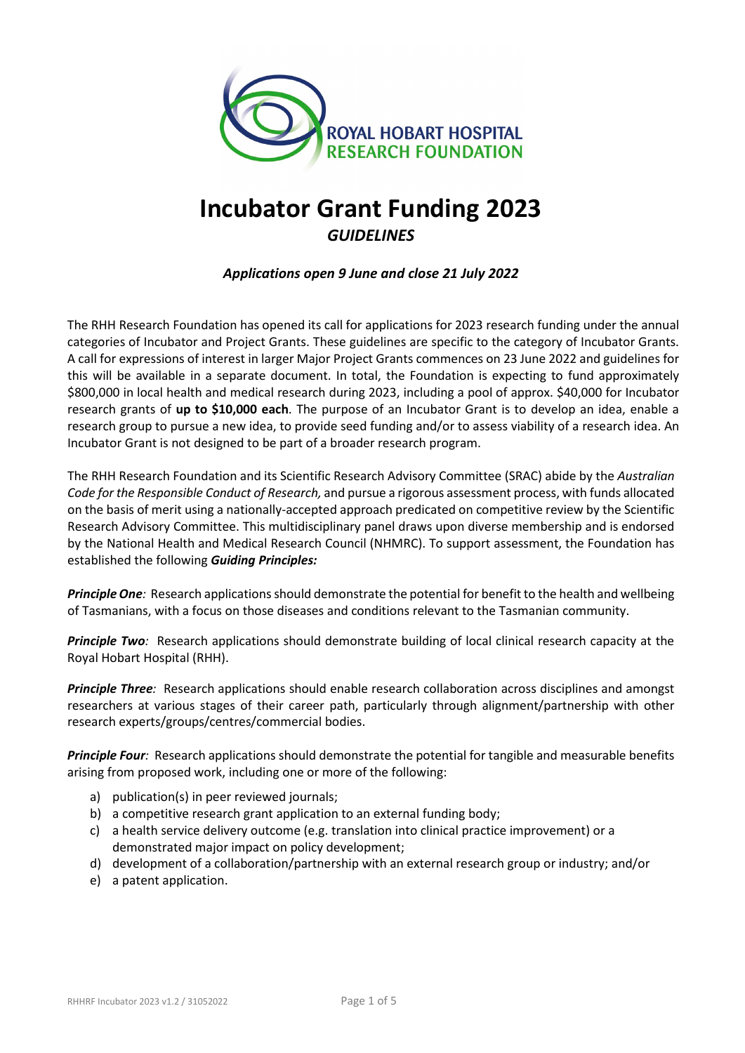ROYAL HOBART HOSPITAL RESEARCH FOUNDATION

# Incubator Grant Funding 2023

## *GUIDELINES*

***Applications open 9 June and close 21 July 2022***

The RHH Research Foundation has opened its call for applications for 2023 research funding under the annual categories of Incubator and Project Grants. These guidelines are specific to the category of Incubator Grants. A call for expressions of interest in larger Major Project Grants commences on 23 June 2022 and guidelines for this will be available in a separate document. In total, the Foundation is expecting to fund approximately $800,000 in local health and medical research during 2023, including a pool of approx. $40,000 for Incubator research grants of **up to $10,000 each**. The purpose of an Incubator Grant is to develop an idea, enable a research group to pursue a new idea, to provide seed funding and/or to assess viability of a research idea. An Incubator Grant is not designed to be part of a broader research program.

The RHH Research Foundation and its Scientific Research Advisory Committee (SRAC) abide by the *Australian Code for the Responsible Conduct of Research,* and pursue a rigorous assessment process, with funds allocated on the basis of merit using a nationally-accepted approach predicated on competitive review by the Scientific Research Advisory Committee. This multidisciplinary panel draws upon diverse membership and is endorsed by the National Health and Medical Research Council (NHMRC). To support assessment, the Foundation has established the following ***Guiding Principles:***

***Principle One****:* Research applications should demonstrate the potential for benefit to the health and wellbeing of Tasmanians, with a focus on those diseases and conditions relevant to the Tasmanian community.

***Principle Two****:* Research applications should demonstrate building of local clinical research capacity at the Royal Hobart Hospital (RHH).

***Principle Three****:* Research applications should enable research collaboration across disciplines and amongst researchers at various stages of their career path, particularly through alignment/partnership with other research experts/groups/centres/commercial bodies.

***Principle Four****:* Research applications should demonstrate the potential for tangible and measurable benefits arising from proposed work, including one or more of the following:

a) publication(s) in peer reviewed journals;
b) a competitive research grant application to an external funding body;
c) a health service delivery outcome (e.g. translation into clinical practice improvement) or a demonstrated major impact on policy development;
d) development of a collaboration/partnership with an external research group or industry; and/or
e) a patent application.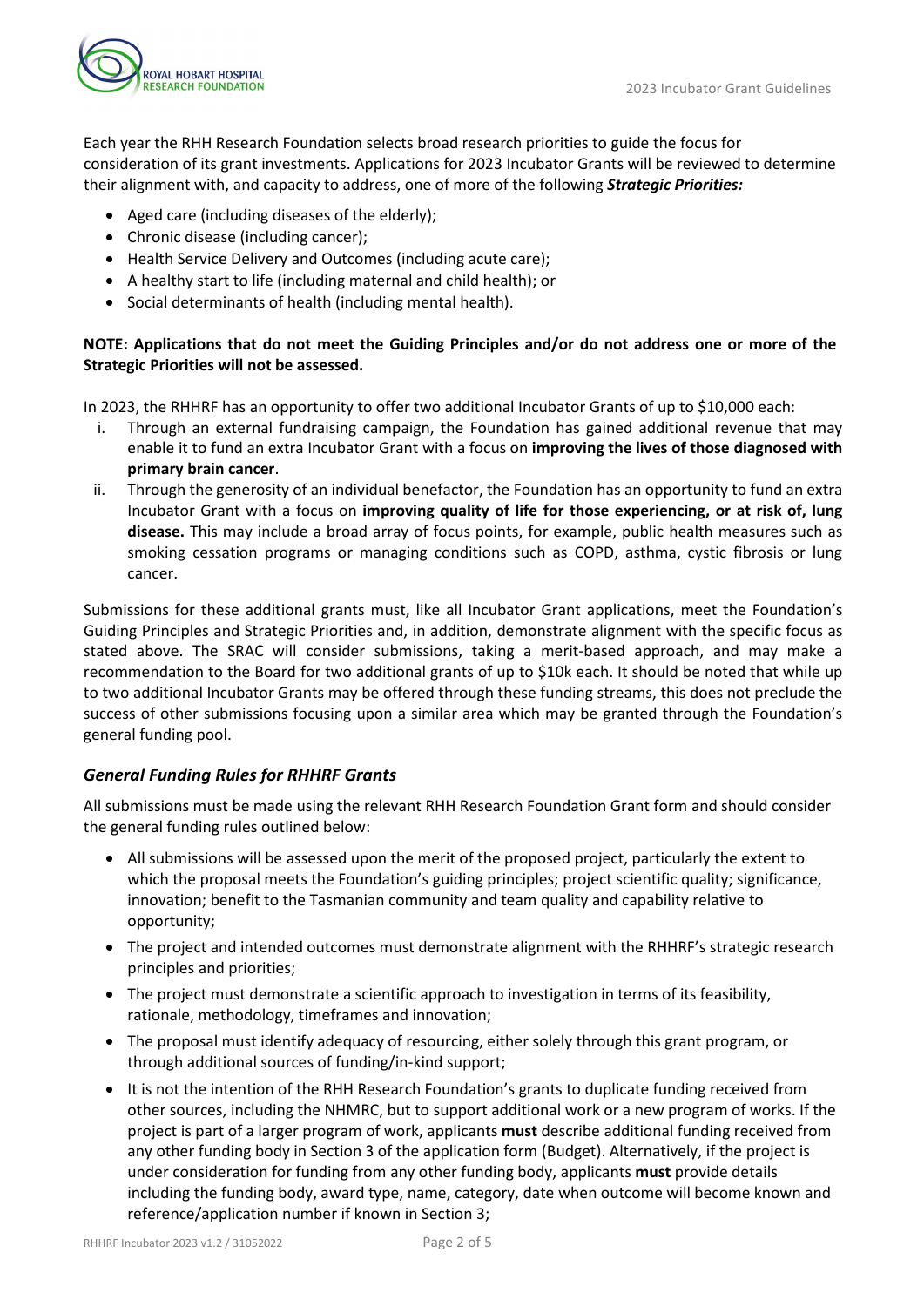Each year the RHH Research Foundation selects broad research priorities to guide the focus for consideration of its grant investments. Applications for 2023 Incubator Grants will be reviewed to determine their alignment with, and capacity to address, one of more of the following ***Strategic Priorities:***

- Aged care (including diseases of the elderly);
- Chronic disease (including cancer);
- Health Service Delivery and Outcomes (including acute care);
- A healthy start to life (including maternal and child health); or
- Social determinants of health (including mental health).

**NOTE: Applications that do not meet the Guiding Principles and/or do not address one or more of the Strategic Priorities will not be assessed.**

In 2023, the RHHRF has an opportunity to offer two additional Incubator Grants of up to $10,000 each:

i. Through an external fundraising campaign, the Foundation has gained additional revenue that may enable it to fund an extra Incubator Grant with a focus on **improving the lives of those diagnosed with primary brain cancer**.
ii. Through the generosity of an individual benefactor, the Foundation has an opportunity to fund an extra Incubator Grant with a focus on **improving quality of life for those experiencing, or at risk of, lung disease.** This may include a broad array of focus points, for example, public health measures such as smoking cessation programs or managing conditions such as COPD, asthma, cystic fibrosis or lung cancer.

Submissions for these additional grants must, like all Incubator Grant applications, meet the Foundation's Guiding Principles and Strategic Priorities and, in addition, demonstrate alignment with the specific focus as stated above. The SRAC will consider submissions, taking a merit-based approach, and may make a recommendation to the Board for two additional grants of up to $10k each. It should be noted that while up to two additional Incubator Grants may be offered through these funding streams, this does not preclude the success of other submissions focusing upon a similar area which may be granted through the Foundation's general funding pool.

### *General Funding Rules for RHHRF Grants*

All submissions must be made using the relevant RHH Research Foundation Grant form and should consider the general funding rules outlined below:

- All submissions will be assessed upon the merit of the proposed project, particularly the extent to which the proposal meets the Foundation's guiding principles; project scientific quality; significance, innovation; benefit to the Tasmanian community and team quality and capability relative to opportunity;
- The project and intended outcomes must demonstrate alignment with the RHHRF's strategic research principles and priorities;
- The project must demonstrate a scientific approach to investigation in terms of its feasibility, rationale, methodology, timeframes and innovation;
- The proposal must identify adequacy of resourcing, either solely through this grant program, or through additional sources of funding/in-kind support;
- It is not the intention of the RHH Research Foundation's grants to duplicate funding received from other sources, including the NHMRC, but to support additional work or a new program of works. If the project is part of a larger program of work, applicants **must** describe additional funding received from any other funding body in Section 3 of the application form (Budget). Alternatively, if the project is under consideration for funding from any other funding body, applicants **must** provide details including the funding body, award type, name, category, date when outcome will become known and reference/application number if known in Section 3;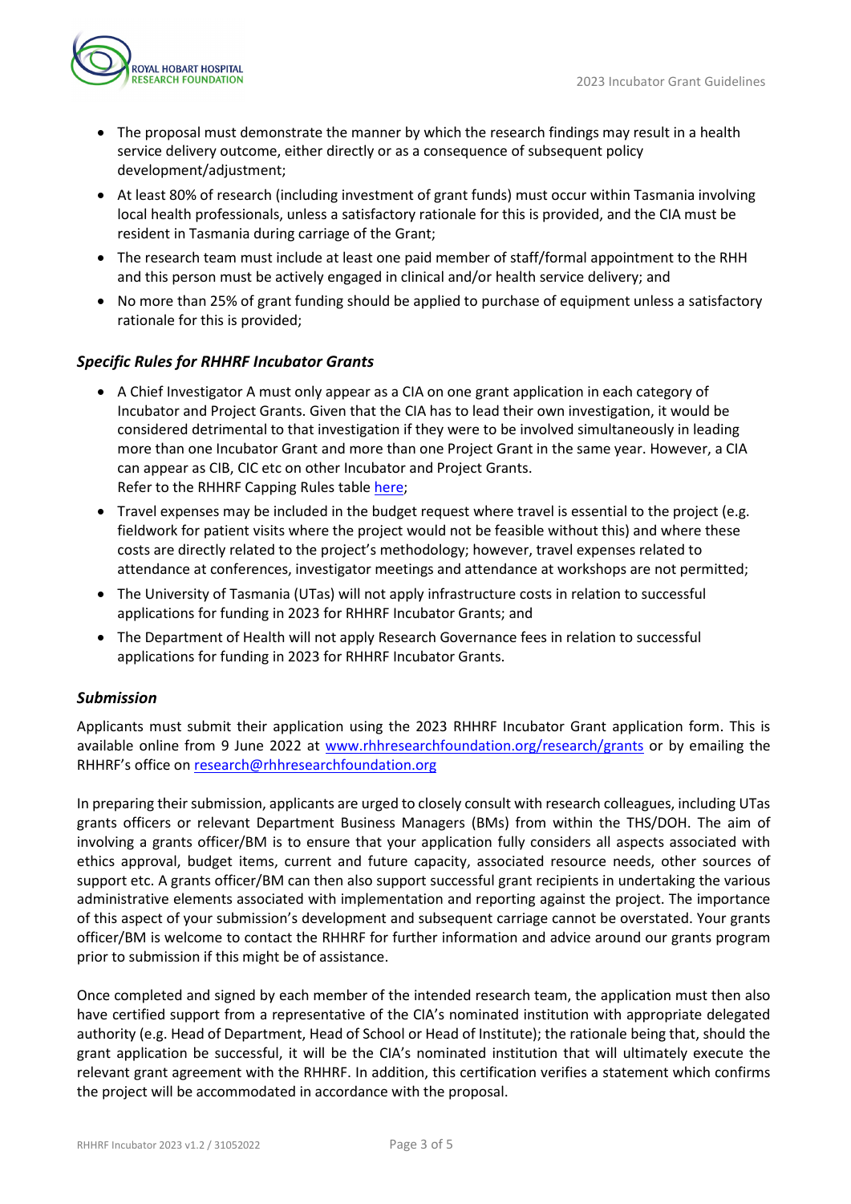- The proposal must demonstrate the manner by which the research findings may result in a health service delivery outcome, either directly or as a consequence of subsequent policy development/adjustment;
- At least 80% of research (including investment of grant funds) must occur within Tasmania involving local health professionals, unless a satisfactory rationale for this is provided, and the CIA must be resident in Tasmania during carriage of the Grant;
- The research team must include at least one paid member of staff/formal appointment to the RHH and this person must be actively engaged in clinical and/or health service delivery; and
- No more than 25% of grant funding should be applied to purchase of equipment unless a satisfactory rationale for this is provided;

### *Specific Rules for RHHRF Incubator Grants*

- A Chief Investigator A must only appear as a CIA on one grant application in each category of Incubator and Project Grants. Given that the CIA has to lead their own investigation, it would be considered detrimental to that investigation if they were to be involved simultaneously in leading more than one Incubator Grant and more than one Project Grant in the same year. However, a CIA can appear as CIB, CIC etc on other Incubator and Project Grants.
  Refer to the RHHRF Capping Rules table here;
- Travel expenses may be included in the budget request where travel is essential to the project (e.g. fieldwork for patient visits where the project would not be feasible without this) and where these costs are directly related to the project's methodology; however, travel expenses related to attendance at conferences, investigator meetings and attendance at workshops are not permitted;
- The University of Tasmania (UTas) will not apply infrastructure costs in relation to successful applications for funding in 2023 for RHHRF Incubator Grants; and
- The Department of Health will not apply Research Governance fees in relation to successful applications for funding in 2023 for RHHRF Incubator Grants.

### *Submission*

Applicants must submit their application using the 2023 RHHRF Incubator Grant application form. This is available online from 9 June 2022 at www.rhhresearchfoundation.org/research/grants or by emailing the RHHRF's office on research@rhhresearchfoundation.org

In preparing their submission, applicants are urged to closely consult with research colleagues, including UTas grants officers or relevant Department Business Managers (BMs) from within the THS/DOH. The aim of involving a grants officer/BM is to ensure that your application fully considers all aspects associated with ethics approval, budget items, current and future capacity, associated resource needs, other sources of support etc. A grants officer/BM can then also support successful grant recipients in undertaking the various administrative elements associated with implementation and reporting against the project. The importance of this aspect of your submission's development and subsequent carriage cannot be overstated. Your grants officer/BM is welcome to contact the RHHRF for further information and advice around our grants program prior to submission if this might be of assistance.

Once completed and signed by each member of the intended research team, the application must then also have certified support from a representative of the CIA's nominated institution with appropriate delegated authority (e.g. Head of Department, Head of School or Head of Institute); the rationale being that, should the grant application be successful, it will be the CIA's nominated institution that will ultimately execute the relevant grant agreement with the RHHRF. In addition, this certification verifies a statement which confirms the project will be accommodated in accordance with the proposal.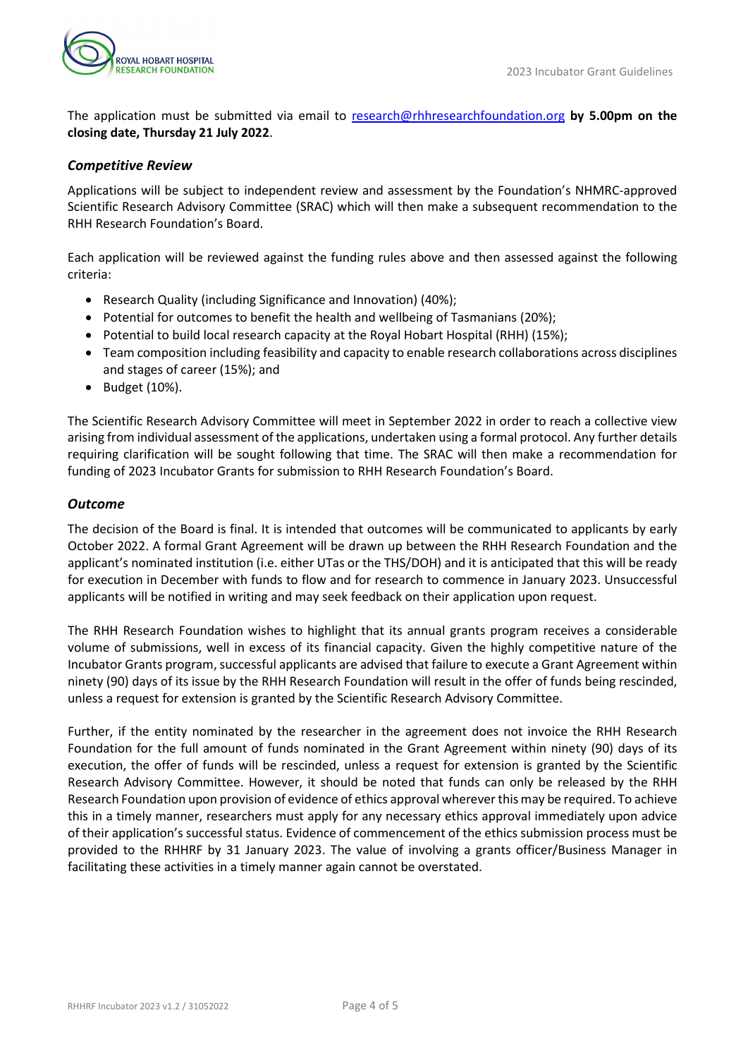The application must be submitted via email to [research@rhhresearchfoundation.org](mailto:research@rhhresearchfoundation.org) **by 5.00pm on the closing date, Thursday 21 July 2022**.

### *Competitive Review*

Applications will be subject to independent review and assessment by the Foundation's NHMRC-approved Scientific Research Advisory Committee (SRAC) which will then make a subsequent recommendation to the RHH Research Foundation's Board.

Each application will be reviewed against the funding rules above and then assessed against the following criteria:

- Research Quality (including Significance and Innovation) (40%);
- Potential for outcomes to benefit the health and wellbeing of Tasmanians (20%);
- Potential to build local research capacity at the Royal Hobart Hospital (RHH) (15%);
- Team composition including feasibility and capacity to enable research collaborations across disciplines and stages of career (15%); and
- Budget (10%).

The Scientific Research Advisory Committee will meet in September 2022 in order to reach a collective view arising from individual assessment of the applications, undertaken using a formal protocol. Any further details requiring clarification will be sought following that time. The SRAC will then make a recommendation for funding of 2023 Incubator Grants for submission to RHH Research Foundation's Board.

### *Outcome*

The decision of the Board is final. It is intended that outcomes will be communicated to applicants by early October 2022. A formal Grant Agreement will be drawn up between the RHH Research Foundation and the applicant's nominated institution (i.e. either UTas or the THS/DOH) and it is anticipated that this will be ready for execution in December with funds to flow and for research to commence in January 2023. Unsuccessful applicants will be notified in writing and may seek feedback on their application upon request.

The RHH Research Foundation wishes to highlight that its annual grants program receives a considerable volume of submissions, well in excess of its financial capacity. Given the highly competitive nature of the Incubator Grants program, successful applicants are advised that failure to execute a Grant Agreement within ninety (90) days of its issue by the RHH Research Foundation will result in the offer of funds being rescinded, unless a request for extension is granted by the Scientific Research Advisory Committee.

Further, if the entity nominated by the researcher in the agreement does not invoice the RHH Research Foundation for the full amount of funds nominated in the Grant Agreement within ninety (90) days of its execution, the offer of funds will be rescinded, unless a request for extension is granted by the Scientific Research Advisory Committee. However, it should be noted that funds can only be released by the RHH Research Foundation upon provision of evidence of ethics approval wherever this may be required. To achieve this in a timely manner, researchers must apply for any necessary ethics approval immediately upon advice of their application's successful status. Evidence of commencement of the ethics submission process must be provided to the RHHRF by 31 January 2023. The value of involving a grants officer/Business Manager in facilitating these activities in a timely manner again cannot be overstated.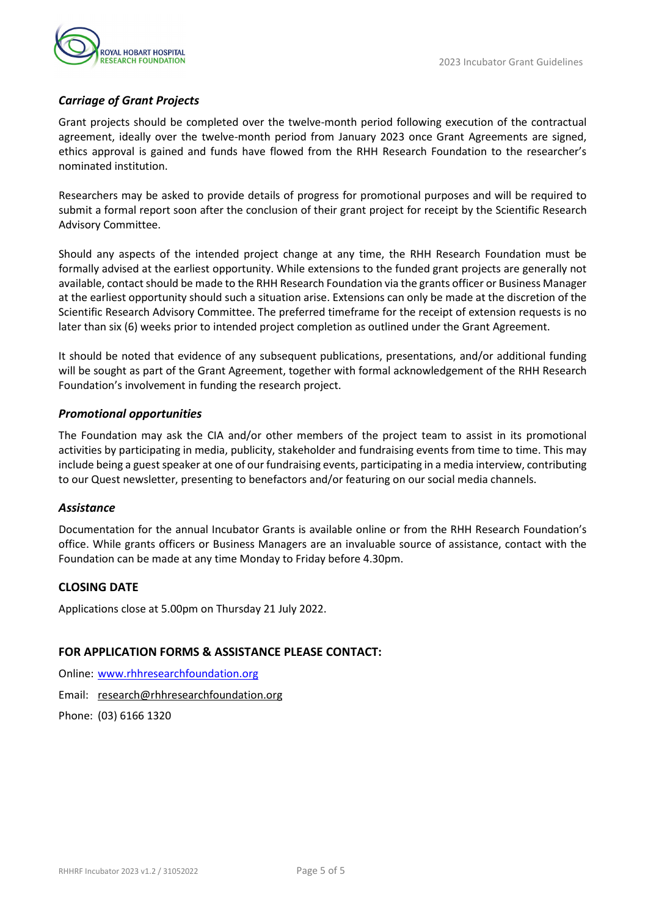### *Carriage of Grant Projects*

Grant projects should be completed over the twelve-month period following execution of the contractual agreement, ideally over the twelve-month period from January 2023 once Grant Agreements are signed, ethics approval is gained and funds have flowed from the RHH Research Foundation to the researcher's nominated institution.

Researchers may be asked to provide details of progress for promotional purposes and will be required to submit a formal report soon after the conclusion of their grant project for receipt by the Scientific Research Advisory Committee.

Should any aspects of the intended project change at any time, the RHH Research Foundation must be formally advised at the earliest opportunity. While extensions to the funded grant projects are generally not available, contact should be made to the RHH Research Foundation via the grants officer or Business Manager at the earliest opportunity should such a situation arise. Extensions can only be made at the discretion of the Scientific Research Advisory Committee. The preferred timeframe for the receipt of extension requests is no later than six (6) weeks prior to intended project completion as outlined under the Grant Agreement.

It should be noted that evidence of any subsequent publications, presentations, and/or additional funding will be sought as part of the Grant Agreement, together with formal acknowledgement of the RHH Research Foundation's involvement in funding the research project.

### *Promotional opportunities*

The Foundation may ask the CIA and/or other members of the project team to assist in its promotional activities by participating in media, publicity, stakeholder and fundraising events from time to time. This may include being a guest speaker at one of our fundraising events, participating in a media interview, contributing to our Quest newsletter, presenting to benefactors and/or featuring on our social media channels.

### *Assistance*

Documentation for the annual Incubator Grants is available online or from the RHH Research Foundation's office. While grants officers or Business Managers are an invaluable source of assistance, contact with the Foundation can be made at any time Monday to Friday before 4.30pm.

## CLOSING DATE

Applications close at 5.00pm on Thursday 21 July 2022.

## FOR APPLICATION FORMS & ASSISTANCE PLEASE CONTACT:

Online: [www.rhhresearchfoundation.org](www.rhhresearchfoundation.org)

Email: research@rhhresearchfoundation.org

Phone: (03) 6166 1320